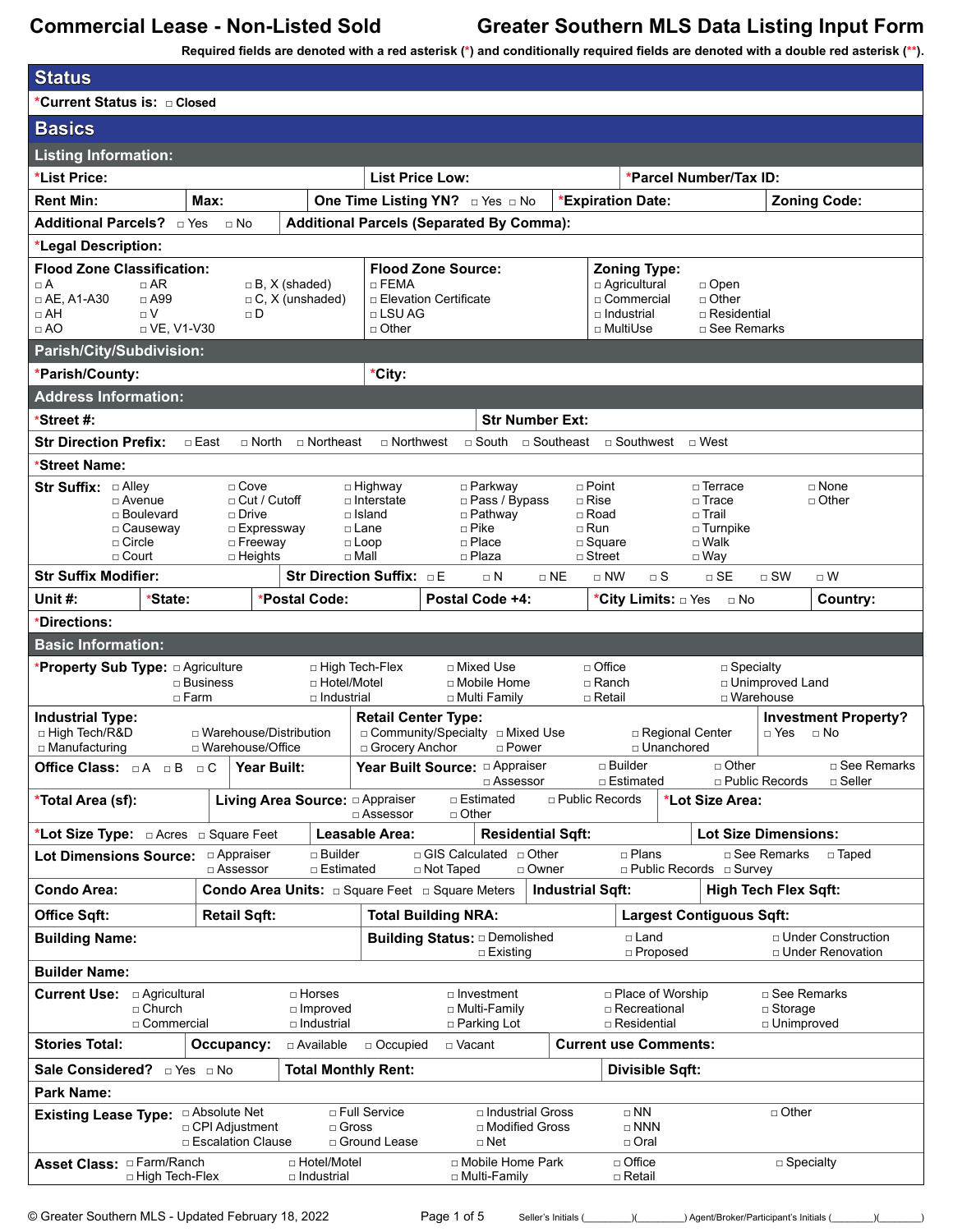# Commercial Lease - Non-Listed Sold

# Greater Southern MLS Data Listing Input Form

**Required fields are denoted with a red asterisk (*) and conditionally required fields are denoted with a double red asterisk (**).**

## Status

***Current Status is:** □ Closed

## Basics

### Listing Information:

| ***List Price:** | **List Price Low:** | ***Parcel Number/Tax ID:** |
|---|---|---|

| **Rent Min:** | **Max:** | **One Time Listing YN?** □ Yes □ No | ***Expiration Date:** | **Zoning Code:** |
|---|---|---|---|---|

**Additional Parcels?** □ Yes □ No **Additional Parcels (Separated By Comma):**

***Legal Description:**

| **Flood Zone Classification:** | | | **Flood Zone Source:** | **Zoning Type:** | |
|---|---|---|---|---|---|
| □ A | □ AR | □ B, X (shaded) | □ FEMA | □ Agricultural | □ Open |
| □ AE, A1-A30 | □ A99 | □ C, X (unshaded) | □ Elevation Certificate | □ Commercial | □ Other |
| □ AH | □ V | □ D | □ LSU AG | □ Industrial | □ Residential |
| □ AO | □ VE, V1-V30 | | □ Other | □ MultiUse | □ See Remarks |

### Parish/City/Subdivision:

| ***Parish/County:** | ***City:** |
|---|---|

### Address Information:

| ***Street #:** | **Str Number Ext:** |
|---|---|

**Str Direction Prefix:** □ East □ North □ Northeast □ Northwest □ South □ Southeast □ Southwest □ West

***Street Name:**

**Str Suffix:**

| | | | | | | |
|---|---|---|---|---|---|---|
| □ Alley | □ Cove | □ Highway | □ Parkway | □ Point | □ Terrace | □ None |
| □ Avenue | □ Cut / Cutoff | □ Interstate | □ Pass / Bypass | □ Rise | □ Trace | □ Other |
| □ Boulevard | □ Drive | □ Island | □ Pathway | □ Road | □ Trail | |
| □ Causeway | □ Expressway | □ Lane | □ Pike | □ Run | □ Turnpike | |
| □ Circle | □ Freeway | □ Loop | □ Place | □ Square | □ Walk | |
| □ Court | □ Heights | □ Mall | □ Plaza | □ Street | □ Way | |

**Str Suffix Modifier:** **Str Direction Suffix:** □ E □ N □ NE □ NW □ S □ SE □ SW □ W

| **Unit #:** | ***State:** | ***Postal Code:** | **Postal Code +4:** | ***City Limits:** □ Yes □ No | **Country:** |
|---|---|---|---|---|---|

***Directions:**

### Basic Information:

***Property Sub Type:**

| | | | | |
|---|---|---|---|---|
| □ Agriculture | □ High Tech-Flex | □ Mixed Use | □ Office | □ Specialty |
| □ Business | □ Hotel/Motel | □ Mobile Home | □ Ranch | □ Unimproved Land |
| □ Farm | □ Industrial | □ Multi Family | □ Retail | □ Warehouse |

| **Industrial Type:** | | **Retail Center Type:** | | | **Investment Property?** |
|---|---|---|---|---|---|
| □ High Tech/R&D | □ Warehouse/Distribution | □ Community/Specialty | □ Mixed Use | □ Regional Center | □ Yes □ No |
| □ Manufacturing | □ Warehouse/Office | □ Grocery Anchor | □ Power | □ Unanchored | |

**Office Class:** □ A □ B □ C **Year Built:** **Year Built Source:** □ Appraiser □ Assessor □ Builder □ Estimated □ Other □ Public Records □ See Remarks □ Seller

***Total Area (sf):** **Living Area Source:** □ Appraiser □ Assessor □ Estimated □ Other □ Public Records ***Lot Size Area:**

***Lot Size Type:** □ Acres □ Square Feet **Leasable Area:** **Residential Sqft:** **Lot Size Dimensions:**

**Lot Dimensions Source:** □ Appraiser □ Assessor □ Builder □ Estimated □ GIS Calculated □ Not Taped □ Other □ Owner □ Plans □ Public Records □ See Remarks □ Survey □ Taped

| **Condo Area:** | **Condo Area Units:** □ Square Feet □ Square Meters | **Industrial Sqft:** | **High Tech Flex Sqft:** |
|---|---|---|---|

| **Office Sqft:** | **Retail Sqft:** | **Total Building NRA:** | **Largest Contiguous Sqft:** |
|---|---|---|---|

**Building Name:** **Building Status:** □ Demolished □ Existing □ Land □ Proposed □ Under Construction □ Under Renovation

**Builder Name:**

**Current Use:**

| | | | | |
|---|---|---|---|---|
| □ Agricultural | □ Horses | □ Investment | □ Place of Worship | □ See Remarks |
| □ Church | □ Improved | □ Multi-Family | □ Recreational | □ Storage |
| □ Commercial | □ Industrial | □ Parking Lot | □ Residential | □ Unimproved |

**Stories Total:** **Occupancy:** □ Available □ Occupied □ Vacant **Current use Comments:**

**Sale Considered?** □ Yes □ No **Total Monthly Rent:** **Divisible Sqft:**

**Park Name:**

**Existing Lease Type:**

| | | | | |
|---|---|---|---|---|
| □ Absolute Net | □ Full Service | □ Industrial Gross | □ NN | □ Other |
| □ CPI Adjustment | □ Gross | □ Modified Gross | □ NNN | |
| □ Escalation Clause | □ Ground Lease | □ Net | □ Oral | |

**Asset Class:**

| | | | | |
|---|---|---|---|---|
| □ Farm/Ranch | □ Hotel/Motel | □ Mobile Home Park | □ Office | □ Specialty |
| □ High Tech-Flex | □ Industrial | □ Multi-Family | □ Retail | |

© Greater Southern MLS - Updated February 18, 2022

Seller's Initials (________)(________) Agent/Broker/Participant's Initials (________)(________)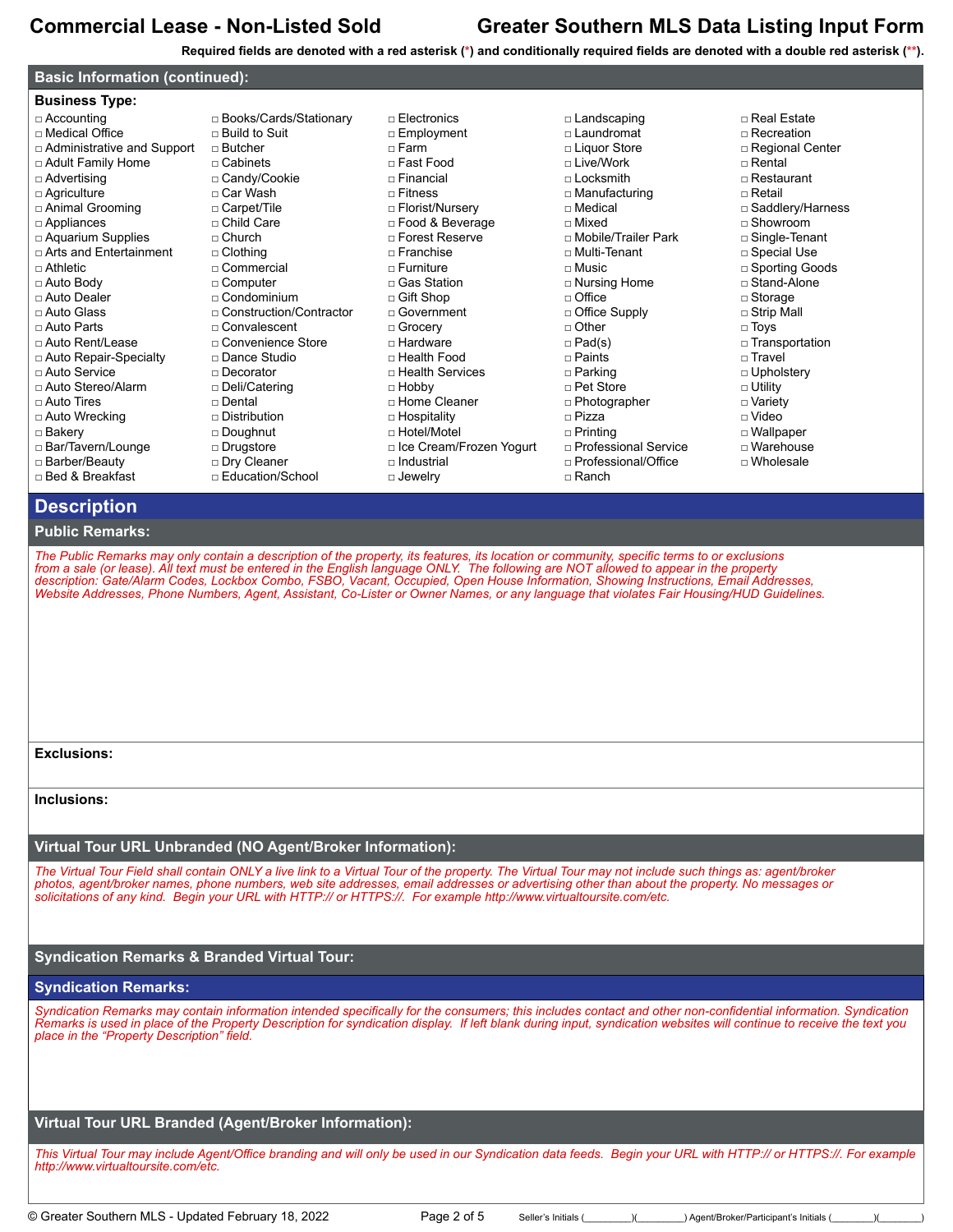# Commercial Lease - Non-Listed Sold — Greater Southern MLS Data Listing Input Form

**Required fields are denoted with a red asterisk (\*) and conditionally required fields are denoted with a double red asterisk (\*\*).**

## Basic Information (continued):

**Business Type:**

- □ Accounting
- □ Medical Office
- □ Administrative and Support
- □ Adult Family Home
- □ Advertising
- □ Agriculture
- □ Animal Grooming
- □ Appliances
- □ Aquarium Supplies
- □ Arts and Entertainment
- □ Athletic
- □ Auto Body
- □ Auto Dealer
- □ Auto Glass
- □ Auto Parts
- □ Auto Rent/Lease
- □ Auto Repair-Specialty
- □ Auto Service
- □ Auto Stereo/Alarm
- □ Auto Tires
- □ Auto Wrecking
- □ Bakery
- □ Bar/Tavern/Lounge
- □ Barber/Beauty
- □ Bed & Breakfast
- □ Books/Cards/Stationary
- □ Build to Suit
- □ Butcher
- □ Cabinets
- □ Candy/Cookie
- □ Car Wash
- □ Carpet/Tile
- □ Child Care
- □ Church
- □ Clothing
- □ Commercial
- □ Computer
- □ Condominium
- □ Construction/Contractor
- □ Convalescent
- □ Convenience Store
- □ Dance Studio
- □ Decorator
- □ Deli/Catering
- □ Dental
- □ Distribution
- □ Doughnut
- □ Drugstore
- □ Dry Cleaner
- □ Education/School
- □ Electronics
- □ Employment
- □ Farm
- □ Fast Food
- □ Financial
- □ Fitness
- □ Florist/Nursery
- □ Food & Beverage
- □ Forest Reserve
- □ Franchise
- □ Furniture
- □ Gas Station
- □ Gift Shop
- □ Government
- □ Grocery
- □ Hardware
- □ Health Food
- □ Health Services
- □ Hobby
- □ Home Cleaner
- □ Hospitality
- □ Hotel/Motel
- □ Ice Cream/Frozen Yogurt
- □ Industrial
- □ Jewelry
- □ Landscaping
- □ Laundromat
- □ Liquor Store
- □ Live/Work
- □ Locksmith
- □ Manufacturing
- □ Medical
- □ Mixed
- □ Mobile/Trailer Park
- □ Multi-Tenant
- □ Music
- □ Nursing Home
- □ Office
- □ Office Supply
- □ Other
- □ Pad(s)
- □ Paints
- □ Parking
- □ Pet Store
- □ Photographer
- □ Pizza
- □ Printing
- □ Professional Service
- □ Professional/Office
- □ Ranch
- □ Real Estate
- □ Recreation
- □ Regional Center
- □ Rental
- □ Restaurant
- □ Retail
- □ Saddlery/Harness
- □ Showroom
- □ Single-Tenant
- □ Special Use
- □ Sporting Goods
- □ Stand-Alone
- □ Storage
- □ Strip Mall
- □ Toys
- □ Transportation
- □ Travel
- □ Upholstery
- □ Utility
- □ Variety
- □ Video
- □ Wallpaper
- □ Warehouse
- □ Wholesale

# Description

## Public Remarks:

*The Public Remarks may only contain a description of the property, its features, its location or community, specific terms to or exclusions from a sale (or lease). All text must be entered in the English language ONLY. The following are NOT allowed to appear in the property description: Gate/Alarm Codes, Lockbox Combo, FSBO, Vacant, Occupied, Open House Information, Showing Instructions, Email Addresses, Website Addresses, Phone Numbers, Agent, Assistant, Co-Lister or Owner Names, or any language that violates Fair Housing/HUD Guidelines.*

**Exclusions:**

**Inclusions:**

## Virtual Tour URL Unbranded (NO Agent/Broker Information):

*The Virtual Tour Field shall contain ONLY a live link to a Virtual Tour of the property. The Virtual Tour may not include such things as: agent/broker photos, agent/broker names, phone numbers, web site addresses, email addresses or advertising other than about the property. No messages or solicitations of any kind. Begin your URL with HTTP:// or HTTPS://. For example http://www.virtualtoursite.com/etc.*

## Syndication Remarks & Branded Virtual Tour:

### Syndication Remarks:

*Syndication Remarks may contain information intended specifically for the consumers; this includes contact and other non-confidential information. Syndication Remarks is used in place of the Property Description for syndication display. If left blank during input, syndication websites will continue to receive the text you place in the “Property Description” field.*

## Virtual Tour URL Branded (Agent/Broker Information):

*This Virtual Tour may include Agent/Office branding and will only be used in our Syndication data feeds. Begin your URL with HTTP:// or HTTPS://. For example http://www.virtualtoursite.com/etc.*

© Greater Southern MLS - Updated February 18, 2022 — Seller’s Initials (________)(________) Agent/Broker/Participant’s Initials (________)(________)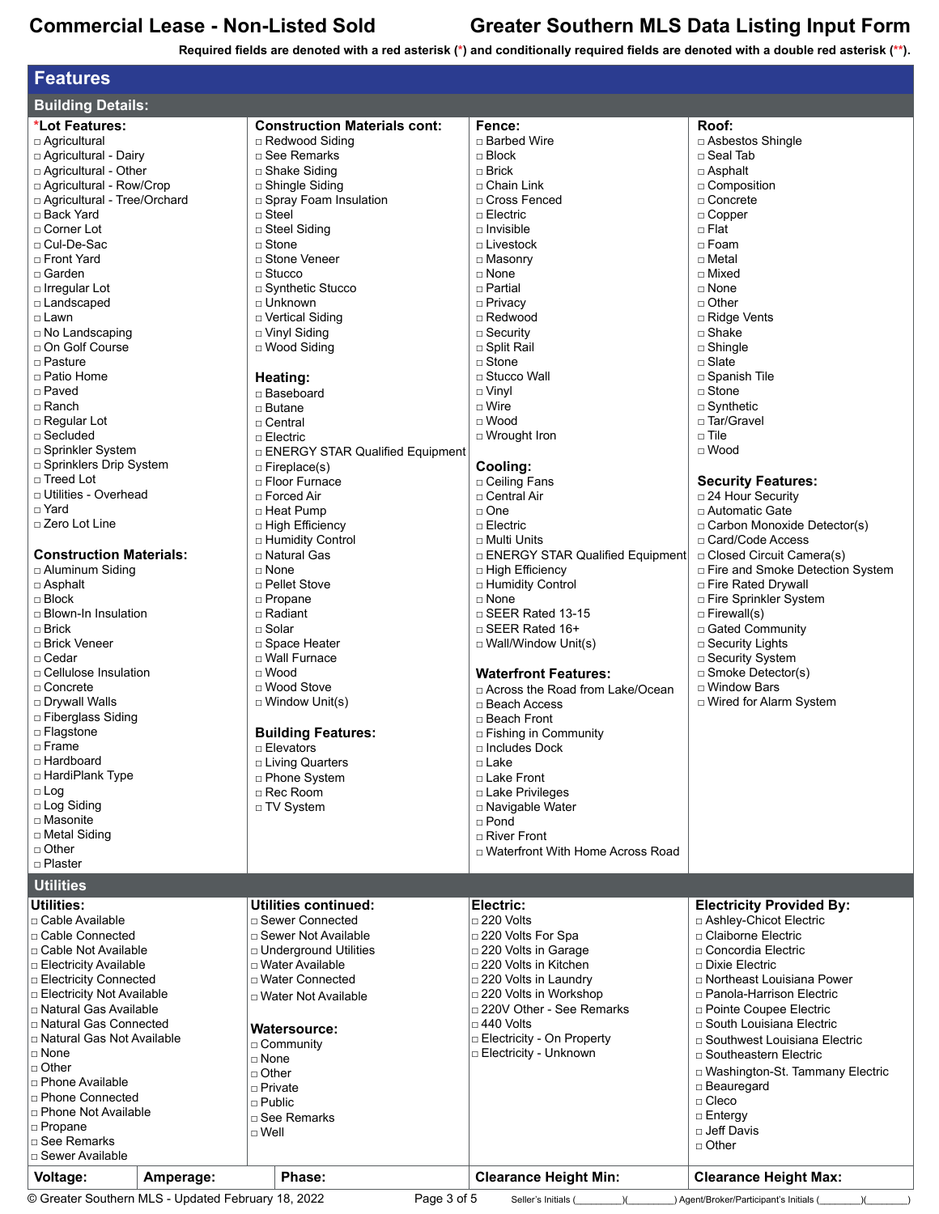# Commercial Lease - Non-Listed Sold — Greater Southern MLS Data Listing Input Form

Required fields are denoted with a red asterisk (*) and conditionally required fields are denoted with a double red asterisk (**).

## Features

### Building Details:

**\*Lot Features:**
- □ Agricultural
- □ Agricultural - Dairy
- □ Agricultural - Other
- □ Agricultural - Row/Crop
- □ Agricultural - Tree/Orchard
- □ Back Yard
- □ Corner Lot
- □ Cul-De-Sac
- □ Front Yard
- □ Garden
- □ Irregular Lot
- □ Landscaped
- □ Lawn
- □ No Landscaping
- □ On Golf Course
- □ Pasture
- □ Patio Home
- □ Paved
- □ Ranch
- □ Regular Lot
- □ Secluded
- □ Sprinkler System
- □ Sprinklers Drip System
- □ Treed Lot
- □ Utilities - Overhead
- □ Yard
- □ Zero Lot Line

**Construction Materials:**
- □ Aluminum Siding
- □ Asphalt
- □ Block
- □ Blown-In Insulation
- □ Brick
- □ Brick Veneer
- □ Cedar
- □ Cellulose Insulation
- □ Concrete
- □ Drywall Walls
- □ Fiberglass Siding
- □ Flagstone
- □ Frame
- □ Hardboard
- □ HardiPlank Type
- □ Log
- □ Log Siding
- □ Masonite
- □ Metal Siding
- □ Other
- □ Plaster

**Construction Materials cont:**
- □ Redwood Siding
- □ See Remarks
- □ Shake Siding
- □ Shingle Siding
- □ Spray Foam Insulation
- □ Steel
- □ Steel Siding
- □ Stone
- □ Stone Veneer
- □ Stucco
- □ Synthetic Stucco
- □ Unknown
- □ Vertical Siding
- □ Vinyl Siding
- □ Wood Siding

**Heating:**
- □ Baseboard
- □ Butane
- □ Central
- □ Electric
- □ ENERGY STAR Qualified Equipment
- □ Fireplace(s)
- □ Floor Furnace
- □ Forced Air
- □ Heat Pump
- □ High Efficiency
- □ Humidity Control
- □ Natural Gas
- □ None
- □ Pellet Stove
- □ Propane
- □ Radiant
- □ Solar
- □ Space Heater
- □ Wall Furnace
- □ Wood
- □ Wood Stove
- □ Window Unit(s)

**Building Features:**
- □ Elevators
- □ Living Quarters
- □ Phone System
- □ Rec Room
- □ TV System

**Fence:**
- □ Barbed Wire
- □ Block
- □ Brick
- □ Chain Link
- □ Cross Fenced
- □ Electric
- □ Invisible
- □ Livestock
- □ Masonry
- □ None
- □ Partial
- □ Privacy
- □ Redwood
- □ Security
- □ Split Rail
- □ Stone
- □ Stucco Wall
- □ Vinyl
- □ Wire
- □ Wood
- □ Wrought Iron

**Cooling:**
- □ Ceiling Fans
- □ Central Air
- □ One
- □ Electric
- □ Multi Units
- □ ENERGY STAR Qualified Equipment
- □ High Efficiency
- □ Humidity Control
- □ None
- □ SEER Rated 13-15
- □ SEER Rated 16+
- □ Wall/Window Unit(s)

**Waterfront Features:**
- □ Across the Road from Lake/Ocean
- □ Beach Access
- □ Beach Front
- □ Fishing in Community
- □ Includes Dock
- □ Lake
- □ Lake Front
- □ Lake Privileges
- □ Navigable Water
- □ Pond
- □ River Front
- □ Waterfront With Home Across Road

**Roof:**
- □ Asbestos Shingle
- □ Seal Tab
- □ Asphalt
- □ Composition
- □ Concrete
- □ Copper
- □ Flat
- □ Foam
- □ Metal
- □ Mixed
- □ None
- □ Other
- □ Ridge Vents
- □ Shake
- □ Shingle
- □ Slate
- □ Spanish Tile
- □ Stone
- □ Synthetic
- □ Tar/Gravel
- □ Tile
- □ Wood

**Security Features:**
- □ 24 Hour Security
- □ Automatic Gate
- □ Carbon Monoxide Detector(s)
- □ Card/Code Access
- □ Closed Circuit Camera(s)
- □ Fire and Smoke Detection System
- □ Fire Rated Drywall
- □ Fire Sprinkler System
- □ Firewall(s)
- □ Gated Community
- □ Security Lights
- □ Security System
- □ Smoke Detector(s)
- □ Window Bars
- □ Wired for Alarm System

### Utilities

**Utilities:**
- □ Cable Available
- □ Cable Connected
- □ Cable Not Available
- □ Electricity Available
- □ Electricity Connected
- □ Electricity Not Available
- □ Natural Gas Available
- □ Natural Gas Connected
- □ Natural Gas Not Available
- □ None
- □ Other
- □ Phone Available
- □ Phone Connected
- □ Phone Not Available
- □ Propane
- □ See Remarks
- □ Sewer Available

**Utilities continued:**
- □ Sewer Connected
- □ Sewer Not Available
- □ Underground Utilities
- □ Water Available
- □ Water Connected
- □ Water Not Available

**Watersource:**
- □ Community
- □ None
- □ Other
- □ Private
- □ Public
- □ See Remarks
- □ Well

**Electric:**
- □ 220 Volts
- □ 220 Volts For Spa
- □ 220 Volts in Garage
- □ 220 Volts in Kitchen
- □ 220 Volts in Laundry
- □ 220 Volts in Workshop
- □ 220V Other - See Remarks
- □ 440 Volts
- □ Electricity - On Property
- □ Electricity - Unknown

**Electricity Provided By:**
- □ Ashley-Chicot Electric
- □ Claiborne Electric
- □ Concordia Electric
- □ Dixie Electric
- □ Northeast Louisiana Power
- □ Panola-Harrison Electric
- □ Pointe Coupee Electric
- □ South Louisiana Electric
- □ Southwest Louisiana Electric
- □ Southeastern Electric
- □ Washington-St. Tammany Electric
- □ Beauregard
- □ Cleco
- □ Entergy
- □ Jeff Davis
- □ Other

| Voltage: | Amperage: | Phase: | Clearance Height Min: | Clearance Height Max: |
|---|---|---|---|---|
| | | | | |

© Greater Southern MLS - Updated February 18, 2022

Seller's Initials (________)(________) Agent/Broker/Participant's Initials (________)(________)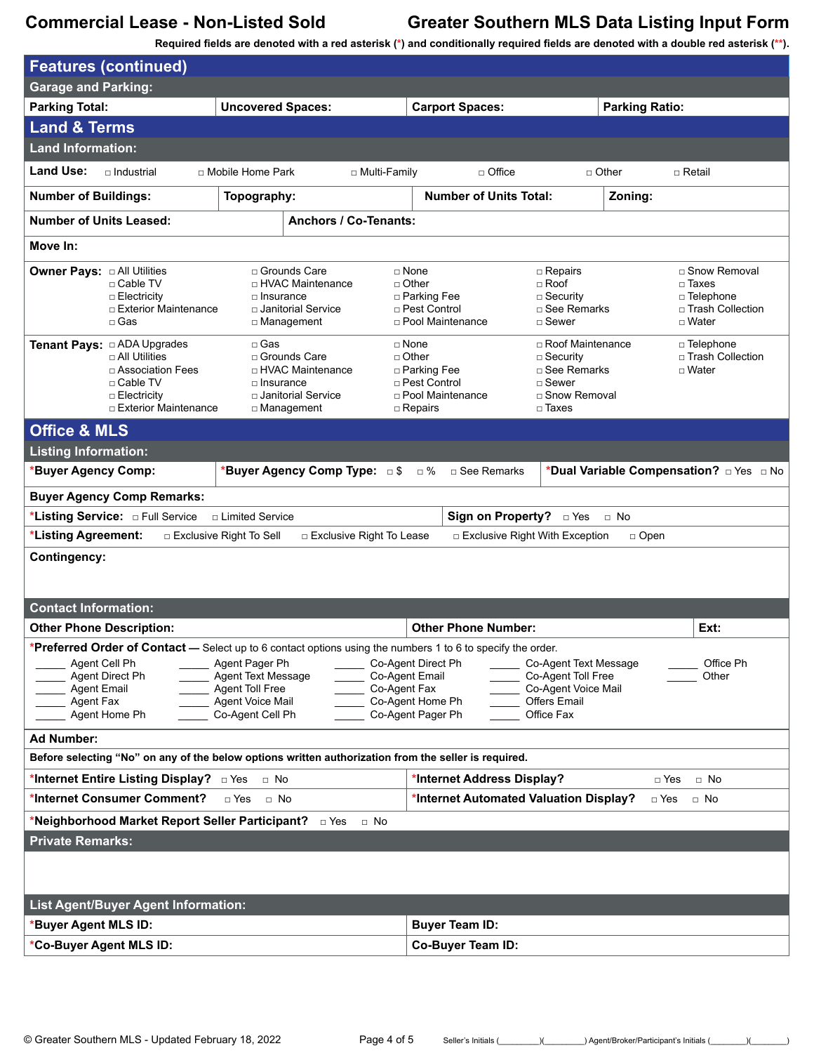# Commercial Lease - Non-Listed Sold — Greater Southern MLS Data Listing Input Form

**Required fields are denoted with a red asterisk (*) and conditionally required fields are denoted with a double red asterisk (**).**

## Features (continued)

### Garage and Parking:

| Parking Total: | Uncovered Spaces: | Carport Spaces: | Parking Ratio: |
|---|---|---|---|

## Land & Terms

### Land Information:

**Land Use:** □ Industrial □ Mobile Home Park □ Multi-Family □ Office □ Other □ Retail

| Number of Buildings: | Topography: | Number of Units Total: | Zoning: |
|---|---|---|---|

| Number of Units Leased: | Anchors / Co-Tenants: |
|---|---|

**Move In:**

**Owner Pays:**
□ All Utilities
□ Cable TV
□ Electricity
□ Exterior Maintenance
□ Gas
□ Grounds Care
□ HVAC Maintenance
□ Insurance
□ Janitorial Service
□ Management
□ None
□ Other
□ Parking Fee
□ Pest Control
□ Pool Maintenance
□ Repairs
□ Roof
□ Security
□ See Remarks
□ Sewer
□ Snow Removal
□ Taxes
□ Telephone
□ Trash Collection
□ Water

**Tenant Pays:**
□ ADA Upgrades
□ All Utilities
□ Association Fees
□ Cable TV
□ Electricity
□ Exterior Maintenance
□ Gas
□ Grounds Care
□ HVAC Maintenance
□ Insurance
□ Janitorial Service
□ Management
□ None
□ Other
□ Parking Fee
□ Pest Control
□ Pool Maintenance
□ Repairs
□ Roof Maintenance
□ Security
□ See Remarks
□ Sewer
□ Snow Removal
□ Taxes
□ Telephone
□ Trash Collection
□ Water

## Office & MLS

### Listing Information:

| *Buyer Agency Comp: | *Buyer Agency Comp Type: □ $ □ % □ See Remarks | *Dual Variable Compensation? □ Yes □ No |
|---|---|---|

**Buyer Agency Comp Remarks:**

| *Listing Service: □ Full Service □ Limited Service | Sign on Property? □ Yes □ No |
|---|---|

***Listing Agreement:** □ Exclusive Right To Sell □ Exclusive Right To Lease □ Exclusive Right With Exception □ Open

**Contingency:**

### Contact Information:

| Other Phone Description: | Other Phone Number: | Ext: |
|---|---|---|

***Preferred Order of Contact** — Select up to 6 contact options using the numbers 1 to 6 to specify the order.

| | | | | |
|---|---|---|---|---|
| ____ Agent Cell Ph | ____ Agent Pager Ph | ____ Co-Agent Direct Ph | ____ Co-Agent Text Message | ____ Office Ph |
| ____ Agent Direct Ph | ____ Agent Text Message | ____ Co-Agent Email | ____ Co-Agent Toll Free | ____ Other |
| ____ Agent Email | ____ Agent Toll Free | ____ Co-Agent Fax | ____ Co-Agent Voice Mail | |
| ____ Agent Fax | ____ Agent Voice Mail | ____ Co-Agent Home Ph | ____ Offers Email | |
| ____ Agent Home Ph | ____ Co-Agent Cell Ph | ____ Co-Agent Pager Ph | ____ Office Fax | |

**Ad Number:**

**Before selecting "No" on any of the below options written authorization from the seller is required.**

| *Internet Entire Listing Display? □ Yes □ No | *Internet Address Display? □ Yes □ No |
|---|---|
| *Internet Consumer Comment? □ Yes □ No | *Internet Automated Valuation Display? □ Yes □ No |

***Neighborhood Market Report Seller Participant?** □ Yes □ No

### Private Remarks:

### List Agent/Buyer Agent Information:

| *Buyer Agent MLS ID: | Buyer Team ID: |
|---|---|
| *Co-Buyer Agent MLS ID: | Co-Buyer Team ID: |

© Greater Southern MLS - Updated February 18, 2022

Seller's Initials (________)(________) Agent/Broker/Participant's Initials (________)(________)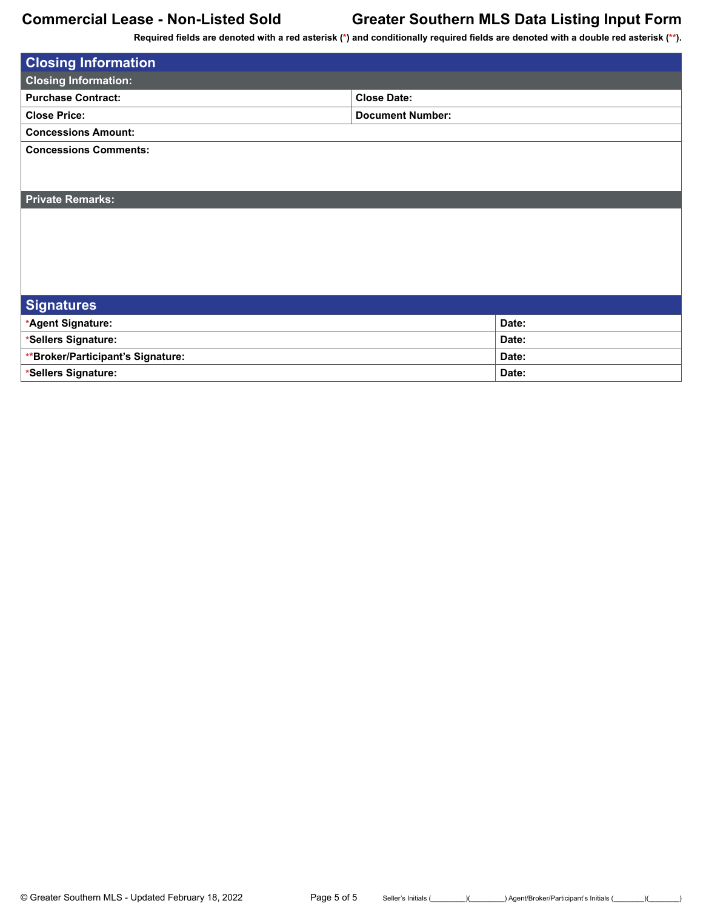Commercial Lease - Non-Listed Sold

Greater Southern MLS Data Listing Input Form

Required fields are denoted with a red asterisk (*) and conditionally required fields are denoted with a double red asterisk (**).

## Closing Information

### Closing Information:

| | |
|---|---|
| **Purchase Contract:** | **Close Date:** |
| **Close Price:** | **Document Number:** |
| **Concessions Amount:** | |

**Concessions Comments:**

### Private Remarks:

## Signatures

| | |
|---|---|
| ***Agent Signature:** | **Date:** |
| ***Sellers Signature:** | **Date:** |
| ****Broker/Participant's Signature:** | **Date:** |
| ***Sellers Signature:** | **Date:** |

© Greater Southern MLS - Updated February 18, 2022

Seller's Initials (________)(________) Agent/Broker/Participant's Initials (________)(________)